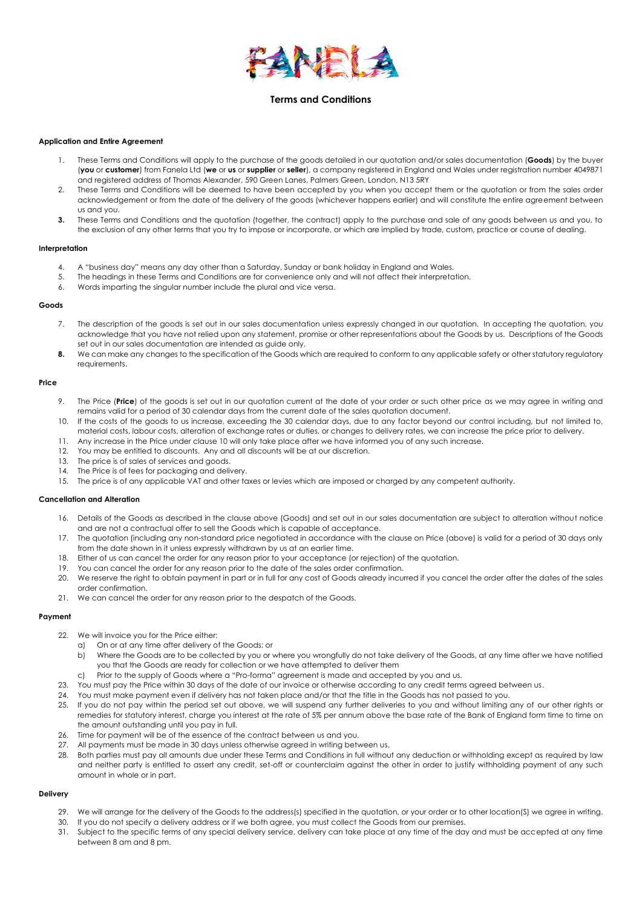# Terms and Conditions

### Application and Entire Agreement

1. These Terms and Conditions will apply to the purchase of the goods detailed in our quotation and/or sales documentation (**Goods**) by the buyer (**you** or **customer**) from Fanela Ltd (**we** or **us** or **supplier** or **seller**), a company registered in England and Wales under registration number 4049871 and registered address of Thomas Alexander, 590 Green Lanes, Palmers Green, London, N13 5RY
2. These Terms and Conditions will be deemed to have been accepted by you when you accept them or the quotation or from the sales order acknowledgement or from the date of the delivery of the goods (whichever happens earlier) and will constitute the entire agreement between us and you.
3. These Terms and Conditions and the quotation (together, the contract) apply to the purchase and sale of any goods between us and you, to the exclusion of any other terms that you try to impose or incorporate, or which are implied by trade, custom, practice or course of dealing.

### Interpretation

4. A "business day" means any day other than a Saturday, Sunday or bank holiday in England and Wales.
5. The headings in these Terms and Conditions are for convenience only and will not affect their interpretation.
6. Words imparting the singular number include the plural and vice versa.

### Goods

7. The description of the goods is set out in our sales documentation unless expressly changed in our quotation. In accepting the quotation, you acknowledge that you have not relied upon any statement, promise or other representations about the Goods by us. Descriptions of the Goods set out in our sales documentation are intended as guide only.
8. We can make any changes to the specification of the Goods which are required to conform to any applicable safety or other statutory regulatory requirements.

### Price

9. The Price (**Price**) of the goods is set out in our quotation current at the date of your order or such other price as we may agree in writing and remains valid for a period of 30 calendar days from the current date of the sales quotation document.
10. If the costs of the goods to us increase, exceeding the 30 calendar days, due to any factor beyond our control including, but not limited to, material costs, labour costs, alteration of exchange rates or duties, or changes to delivery rates, we can increase the price prior to delivery.
11. Any increase in the Price under clause 10 will only take place after we have informed you of any such increase.
12. You may be entitled to discounts. Any and all discounts will be at our discretion.
13. The price is of sales of services and goods.
14. The Price is of fees for packaging and delivery.
15. The price is of any applicable VAT and other taxes or levies which are imposed or charged by any competent authority.

### Cancellation and Alteration

16. Details of the Goods as described in the clause above (Goods) and set out in our sales documentation are subject to alteration without notice and are not a contractual offer to sell the Goods which is capable of acceptance.
17. The quotation (including any non-standard price negotiated in accordance with the clause on Price (above) is valid for a period of 30 days only from the date shown in it unless expressly withdrawn by us at an earlier time.
18. Either of us can cancel the order for any reason prior to your acceptance (or rejection) of the quotation.
19. You can cancel the order for any reason prior to the date of the sales order confirmation.
20. We reserve the right to obtain payment in part or in full for any cost of Goods already incurred if you cancel the order after the dates of the sales order confirmation.
21. We can cancel the order for any reason prior to the despatch of the Goods.

### Payment

22. We will invoice you for the Price either:
    a) On or at any time after delivery of the Goods; or
    b) Where the Goods are to be collected by you or where you wrongfully do not take delivery of the Goods, at any time after we have notified you that the Goods are ready for collection or we have attempted to deliver them
    c) Prior to the supply of Goods where a "Pro-forma" agreement is made and accepted by you and us.
23. You must pay the Price within 30 days of the date of our invoice or otherwise according to any credit terms agreed between us.
24. You must make payment even if delivery has not taken place and/or that the title in the Goods has not passed to you.
25. If you do not pay within the period set out above, we will suspend any further deliveries to you and without limiting any of our other rights or remedies for statutory interest, charge you interest at the rate of 5% per annum above the base rate of the Bank of England form time to time on the amount outstanding until you pay in full.
26. Time for payment will be of the essence of the contract between us and you.
27. All payments must be made in 30 days unless otherwise agreed in writing between us.
28. Both parties must pay all amounts due under these Terms and Conditions in full without any deduction or withholding except as required by law and neither party is entitled to assert any credit, set-off or counterclaim against the other in order to justify withholding payment of any such amount in whole or in part.

### Delivery

29. We will arrange for the delivery of the Goods to the address(s) specified in the quotation, or your order or to other location(S) we agree in writing.
30. If you do not specify a delivery address or if we both agree, you must collect the Goods from our premises.
31. Subject to the specific terms of any special delivery service, delivery can take place at any time of the day and must be accepted at any time between 8 am and 8 pm.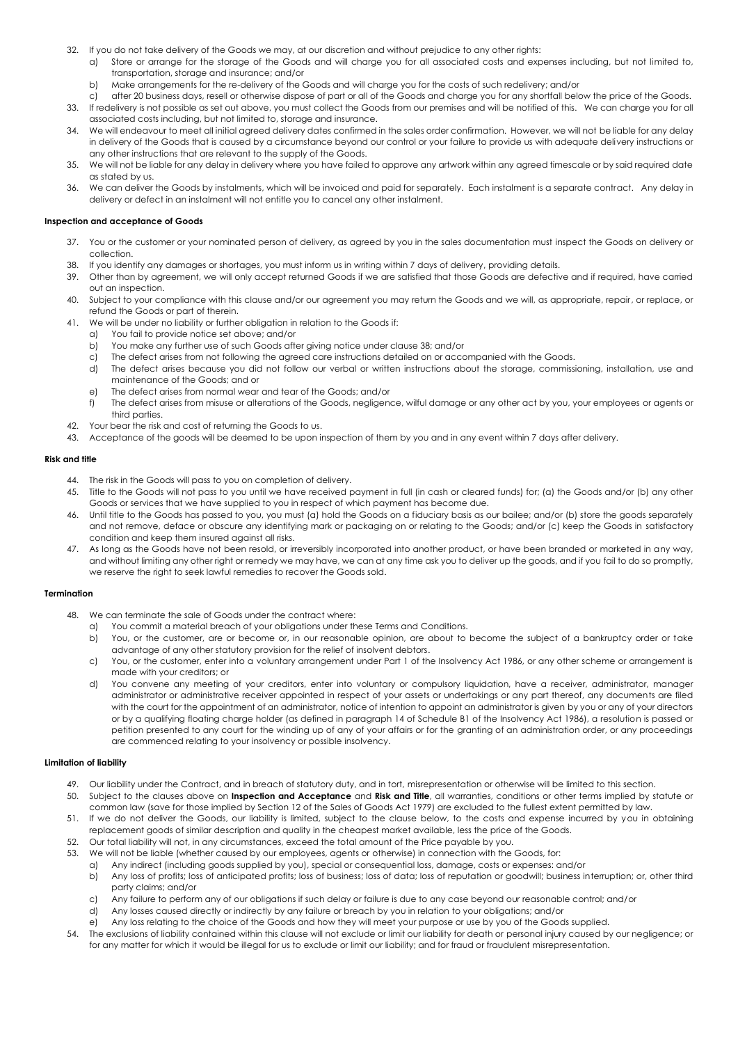32. If you do not take delivery of the Goods we may, at our discretion and without prejudice to any other rights:
    a) Store or arrange for the storage of the Goods and will charge you for all associated costs and expenses including, but not limited to, transportation, storage and insurance; and/or
    b) Make arrangements for the re-delivery of the Goods and will charge you for the costs of such redelivery; and/or
    c) after 20 business days, resell or otherwise dispose of part or all of the Goods and charge you for any shortfall below the price of the Goods.
33. If redelivery is not possible as set out above, you must collect the Goods from our premises and will be notified of this. We can charge you for all associated costs including, but not limited to, storage and insurance.
34. We will endeavour to meet all initial agreed delivery dates confirmed in the sales order confirmation. However, we will not be liable for any delay in delivery of the Goods that is caused by a circumstance beyond our control or your failure to provide us with adequate delivery instructions or any other instructions that are relevant to the supply of the Goods.
35. We will not be liable for any delay in delivery where you have failed to approve any artwork within any agreed timescale or by said required date as stated by us.
36. We can deliver the Goods by instalments, which will be invoiced and paid for separately. Each instalment is a separate contract. Any delay in delivery or defect in an instalment will not entitle you to cancel any other instalment.

**Inspection and acceptance of Goods**

37. You or the customer or your nominated person of delivery, as agreed by you in the sales documentation must inspect the Goods on delivery or collection.
38. If you identify any damages or shortages, you must inform us in writing within 7 days of delivery, providing details.
39. Other than by agreement, we will only accept returned Goods if we are satisfied that those Goods are defective and if required, have carried out an inspection.
40. Subject to your compliance with this clause and/or our agreement you may return the Goods and we will, as appropriate, repair, or replace, or refund the Goods or part of therein.
41. We will be under no liability or further obligation in relation to the Goods if:
    a) You fail to provide notice set above; and/or
    b) You make any further use of such Goods after giving notice under clause 38; and/or
    c) The defect arises from not following the agreed care instructions detailed on or accompanied with the Goods.
    d) The defect arises because you did not follow our verbal or written instructions about the storage, commissioning, installation, use and maintenance of the Goods; and or
    e) The defect arises from normal wear and tear of the Goods; and/or
    f) The defect arises from misuse or alterations of the Goods, negligence, wilful damage or any other act by you, your employees or agents or third parties.
42. Your bear the risk and cost of returning the Goods to us.
43. Acceptance of the goods will be deemed to be upon inspection of them by you and in any event within 7 days after delivery.

**Risk and title**

44. The risk in the Goods will pass to you on completion of delivery.
45. Title to the Goods will not pass to you until we have received payment in full (in cash or cleared funds) for; (a) the Goods and/or (b) any other Goods or services that we have supplied to you in respect of which payment has become due.
46. Until title to the Goods has passed to you, you must (a) hold the Goods on a fiduciary basis as our bailee; and/or (b) store the goods separately and not remove, deface or obscure any identifying mark or packaging on or relating to the Goods; and/or (c) keep the Goods in satisfactory condition and keep them insured against all risks.
47. As long as the Goods have not been resold, or irreversibly incorporated into another product, or have been branded or marketed in any way, and without limiting any other right or remedy we may have, we can at any time ask you to deliver up the goods, and if you fail to do so promptly, we reserve the right to seek lawful remedies to recover the Goods sold.

**Termination**

48. We can terminate the sale of Goods under the contract where:
    a) You commit a material breach of your obligations under these Terms and Conditions.
    b) You, or the customer, are or become or, in our reasonable opinion, are about to become the subject of a bankruptcy order or take advantage of any other statutory provision for the relief of insolvent debtors.
    c) You, or the customer, enter into a voluntary arrangement under Part 1 of the Insolvency Act 1986, or any other scheme or arrangement is made with your creditors; or
    d) You convene any meeting of your creditors, enter into voluntary or compulsory liquidation, have a receiver, administrator, manager administrator or administrative receiver appointed in respect of your assets or undertakings or any part thereof, any documents are filed with the court for the appointment of an administrator, notice of intention to appoint an administrator is given by you or any of your directors or by a qualifying floating charge holder (as defined in paragraph 14 of Schedule B1 of the Insolvency Act 1986), a resolution is passed or petition presented to any court for the winding up of any of your affairs or for the granting of an administration order, or any proceedings are commenced relating to your insolvency or possible insolvency.

**Limitation of liability**

49. Our liability under the Contract, and in breach of statutory duty, and in tort, misrepresentation or otherwise will be limited to this section.
50. Subject to the clauses above on **Inspection and Acceptance** and **Risk and Title**, all warranties, conditions or other terms implied by statute or common law (save for those implied by Section 12 of the Sales of Goods Act 1979) are excluded to the fullest extent permitted by law.
51. If we do not deliver the Goods, our liability is limited, subject to the clause below, to the costs and expense incurred by you in obtaining replacement goods of similar description and quality in the cheapest market available, less the price of the Goods.
52. Our total liability will not, in any circumstances, exceed the total amount of the Price payable by you.
53. We will not be liable (whether caused by our employees, agents or otherwise) in connection with the Goods, for:
    a) Any indirect (including goods supplied by you), special or consequential loss, damage, costs or expenses: and/or
    b) Any loss of profits; loss of anticipated profits; loss of business; loss of data; loss of reputation or goodwill; business interruption; or, other third party claims; and/or
    c) Any failure to perform any of our obligations if such delay or failure is due to any case beyond our reasonable control; and/or
    d) Any losses caused directly or indirectly by any failure or breach by you in relation to your obligations; and/or
    e) Any loss relating to the choice of the Goods and how they will meet your purpose or use by you of the Goods supplied.
54. The exclusions of liability contained within this clause will not exclude or limit our liability for death or personal injury caused by our negligence; or for any matter for which it would be illegal for us to exclude or limit our liability; and for fraud or fraudulent misrepresentation.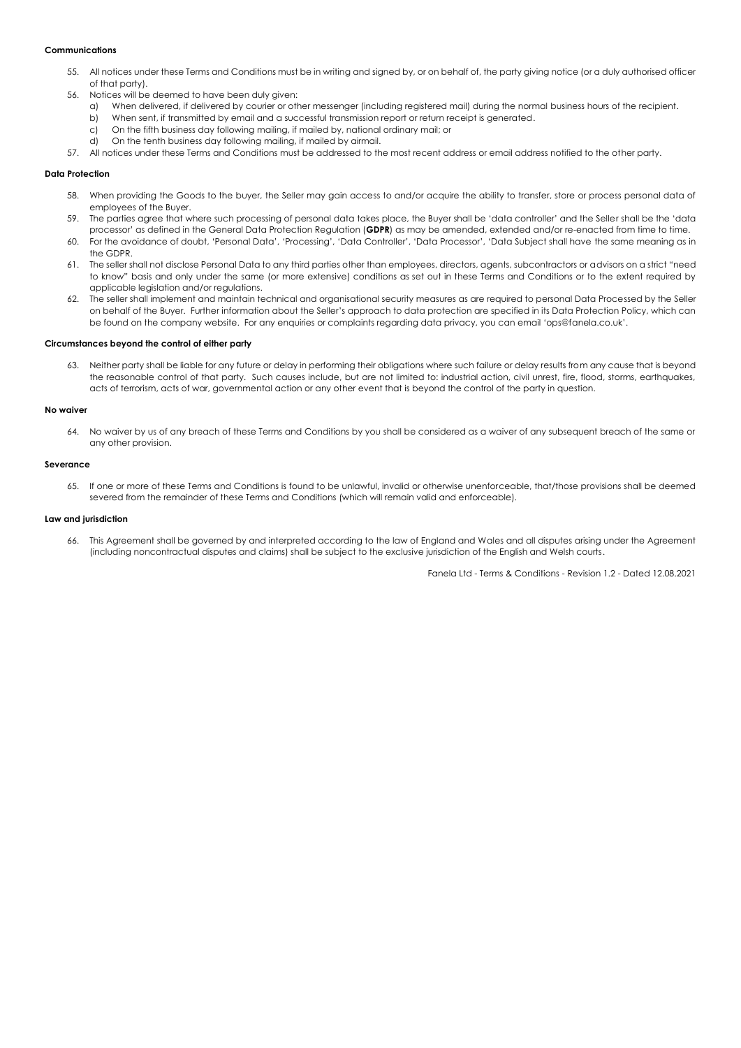**Communications**

55. All notices under these Terms and Conditions must be in writing and signed by, or on behalf of, the party giving notice (or a duly authorised officer of that party).
56. Notices will be deemed to have been duly given:
    a) When delivered, if delivered by courier or other messenger (including registered mail) during the normal business hours of the recipient.
    b) When sent, if transmitted by email and a successful transmission report or return receipt is generated.
    c) On the fifth business day following mailing, if mailed by, national ordinary mail; or
    d) On the tenth business day following mailing, if mailed by airmail.
57. All notices under these Terms and Conditions must be addressed to the most recent address or email address notified to the other party.

**Data Protection**

58. When providing the Goods to the buyer, the Seller may gain access to and/or acquire the ability to transfer, store or process personal data of employees of the Buyer.
59. The parties agree that where such processing of personal data takes place, the Buyer shall be 'data controller' and the Seller shall be the 'data processor' as defined in the General Data Protection Regulation (**GDPR**) as may be amended, extended and/or re-enacted from time to time.
60. For the avoidance of doubt, 'Personal Data', 'Processing', 'Data Controller', 'Data Processor', 'Data Subject shall have the same meaning as in the GDPR.
61. The seller shall not disclose Personal Data to any third parties other than employees, directors, agents, subcontractors or advisors on a strict "need to know" basis and only under the same (or more extensive) conditions as set out in these Terms and Conditions or to the extent required by applicable legislation and/or regulations.
62. The seller shall implement and maintain technical and organisational security measures as are required to personal Data Processed by the Seller on behalf of the Buyer. Further information about the Seller's approach to data protection are specified in its Data Protection Policy, which can be found on the company website. For any enquiries or complaints regarding data privacy, you can email 'ops@fanela.co.uk'.

**Circumstances beyond the control of either party**

63. Neither party shall be liable for any future or delay in performing their obligations where such failure or delay results from any cause that is beyond the reasonable control of that party. Such causes include, but are not limited to: industrial action, civil unrest, fire, flood, storms, earthquakes, acts of terrorism, acts of war, governmental action or any other event that is beyond the control of the party in question.

**No waiver**

64. No waiver by us of any breach of these Terms and Conditions by you shall be considered as a waiver of any subsequent breach of the same or any other provision.

**Severance**

65. If one or more of these Terms and Conditions is found to be unlawful, invalid or otherwise unenforceable, that/those provisions shall be deemed severed from the remainder of these Terms and Conditions (which will remain valid and enforceable).

**Law and jurisdiction**

66. This Agreement shall be governed by and interpreted according to the law of England and Wales and all disputes arising under the Agreement (including noncontractual disputes and claims) shall be subject to the exclusive jurisdiction of the English and Welsh courts.

Fanela Ltd - Terms & Conditions - Revision 1.2 - Dated 12.08.2021